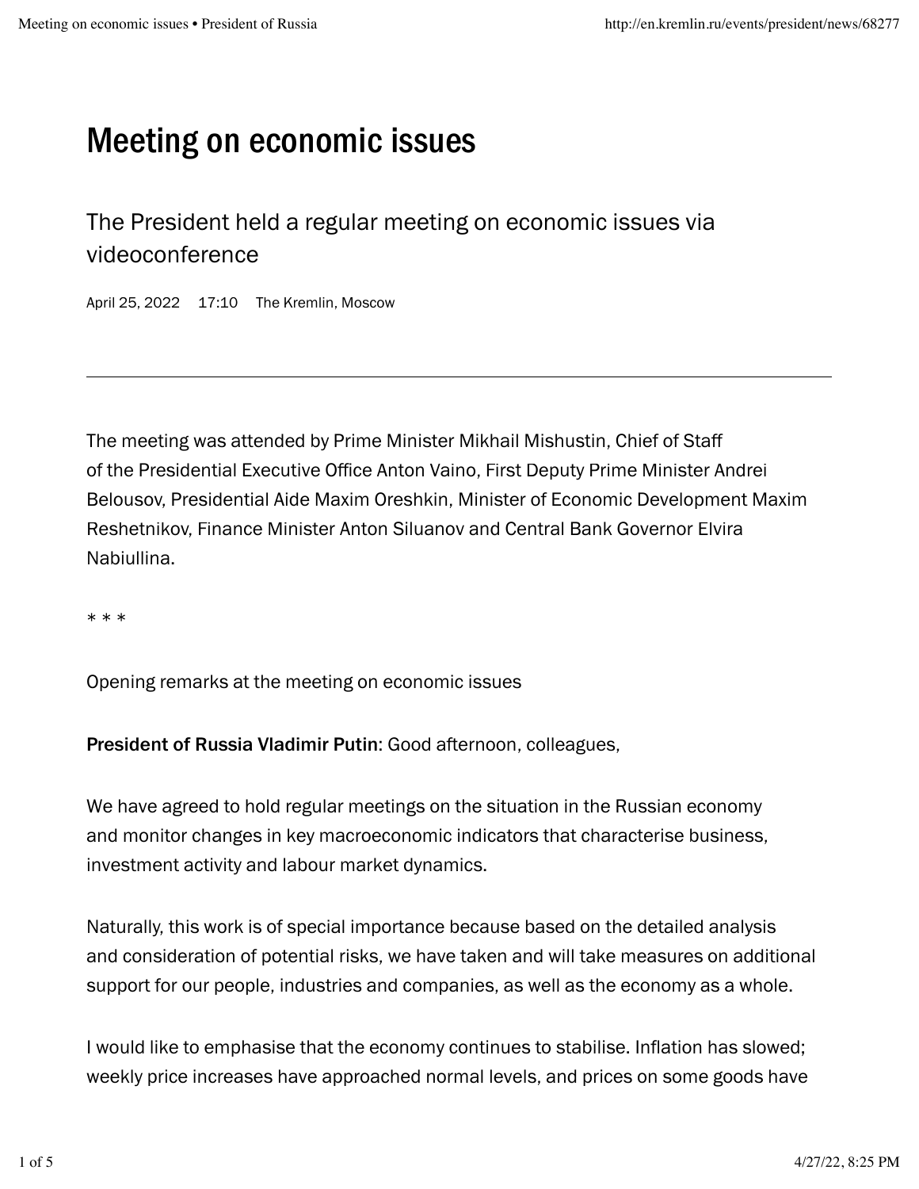# Meeting on economic issues

## The President held a regular meeting on economic issues via videoconference

April 25, 2022 17:10 The Kremlin, Moscow

---

The meeting was attended by Prime Minister Mikhail Mishustin, Chief of Staff of the Presidential Executive Office Anton Vaino, First Deputy Prime Minister Andrei Belousov, Presidential Aide Maxim Oreshkin, Minister of Economic Development Maxim Reshetnikov, Finance Minister Anton Siluanov and Central Bank Governor Elvira Nabiullina.

* * *

Opening remarks at the meeting on economic issues

**President of Russia Vladimir Putin**: Good afternoon, colleagues,

We have agreed to hold regular meetings on the situation in the Russian economy and monitor changes in key macroeconomic indicators that characterise business, investment activity and labour market dynamics.

Naturally, this work is of special importance because based on the detailed analysis and consideration of potential risks, we have taken and will take measures on additional support for our people, industries and companies, as well as the economy as a whole.

I would like to emphasise that the economy continues to stabilise. Inflation has slowed; weekly price increases have approached normal levels, and prices on some goods have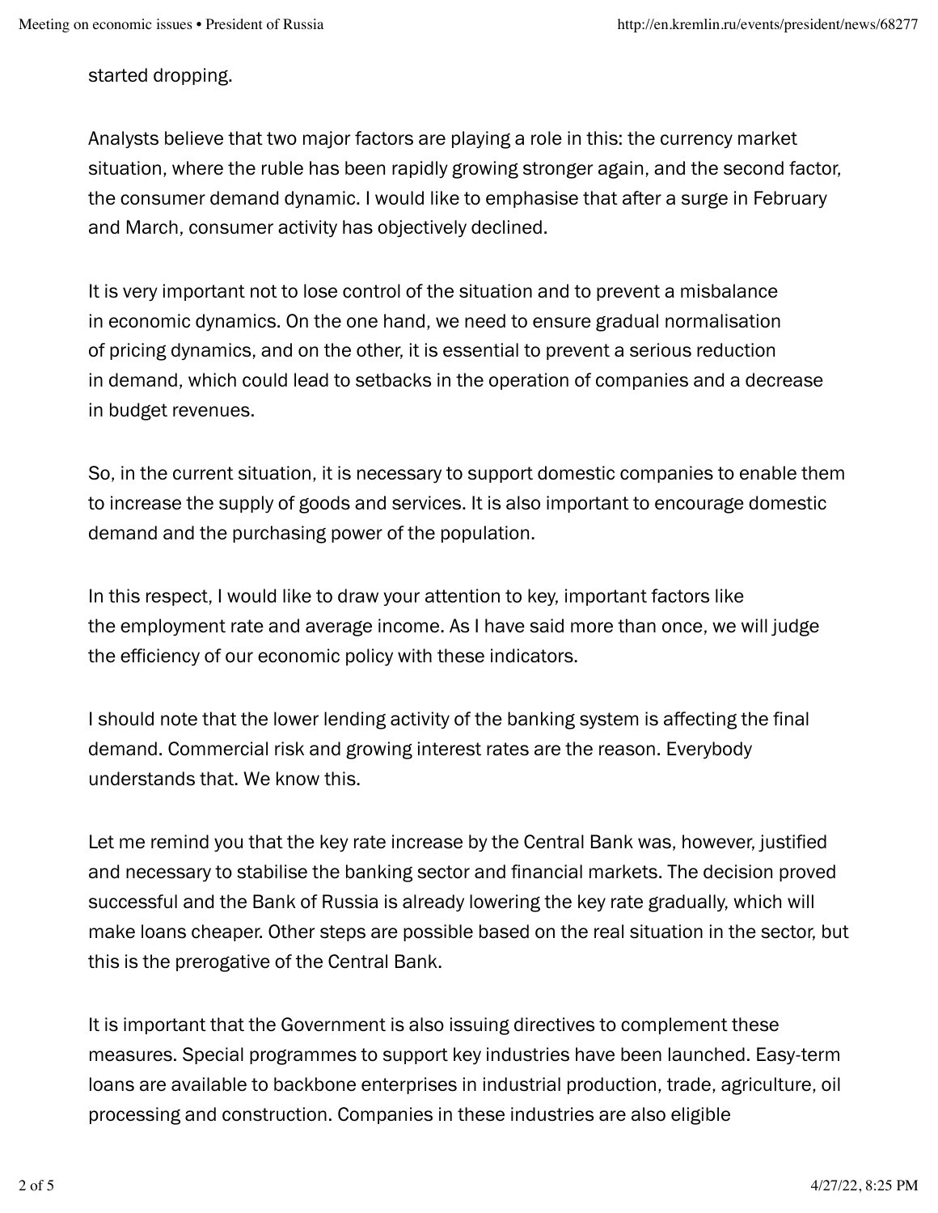started dropping.

Analysts believe that two major factors are playing a role in this: the currency market situation, where the ruble has been rapidly growing stronger again, and the second factor, the consumer demand dynamic. I would like to emphasise that after a surge in February and March, consumer activity has objectively declined.

It is very important not to lose control of the situation and to prevent a misbalance in economic dynamics. On the one hand, we need to ensure gradual normalisation of pricing dynamics, and on the other, it is essential to prevent a serious reduction in demand, which could lead to setbacks in the operation of companies and a decrease in budget revenues.

So, in the current situation, it is necessary to support domestic companies to enable them to increase the supply of goods and services. It is also important to encourage domestic demand and the purchasing power of the population.

In this respect, I would like to draw your attention to key, important factors like the employment rate and average income. As I have said more than once, we will judge the efficiency of our economic policy with these indicators.

I should note that the lower lending activity of the banking system is affecting the final demand. Commercial risk and growing interest rates are the reason. Everybody understands that. We know this.

Let me remind you that the key rate increase by the Central Bank was, however, justified and necessary to stabilise the banking sector and financial markets. The decision proved successful and the Bank of Russia is already lowering the key rate gradually, which will make loans cheaper. Other steps are possible based on the real situation in the sector, but this is the prerogative of the Central Bank.

It is important that the Government is also issuing directives to complement these measures. Special programmes to support key industries have been launched. Easy-term loans are available to backbone enterprises in industrial production, trade, agriculture, oil processing and construction. Companies in these industries are also eligible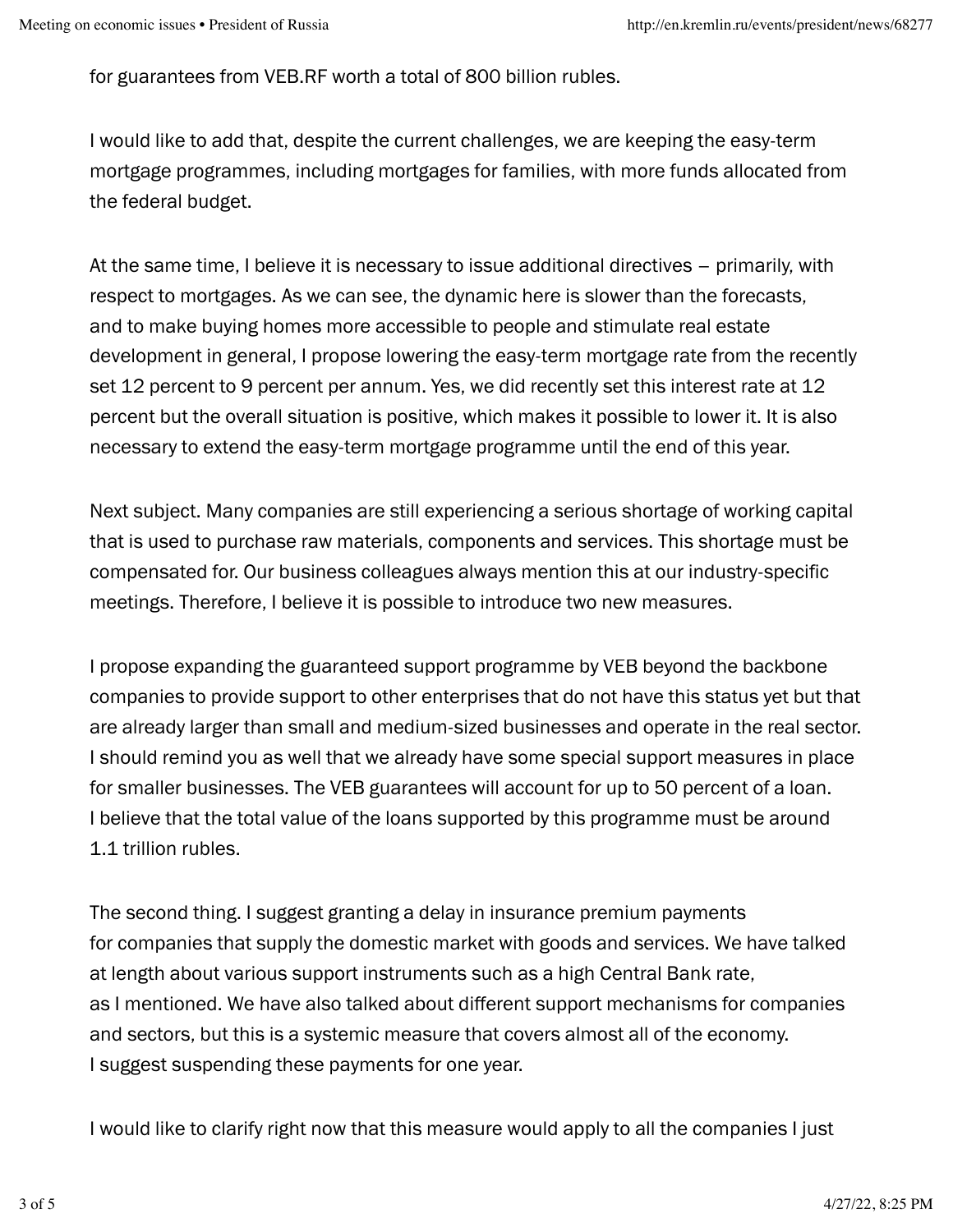for guarantees from VEB.RF worth a total of 800 billion rubles.

I would like to add that, despite the current challenges, we are keeping the easy-term mortgage programmes, including mortgages for families, with more funds allocated from the federal budget.

At the same time, I believe it is necessary to issue additional directives – primarily, with respect to mortgages. As we can see, the dynamic here is slower than the forecasts, and to make buying homes more accessible to people and stimulate real estate development in general, I propose lowering the easy-term mortgage rate from the recently set 12 percent to 9 percent per annum. Yes, we did recently set this interest rate at 12 percent but the overall situation is positive, which makes it possible to lower it. It is also necessary to extend the easy-term mortgage programme until the end of this year.

Next subject. Many companies are still experiencing a serious shortage of working capital that is used to purchase raw materials, components and services. This shortage must be compensated for. Our business colleagues always mention this at our industry-specific meetings. Therefore, I believe it is possible to introduce two new measures.

I propose expanding the guaranteed support programme by VEB beyond the backbone companies to provide support to other enterprises that do not have this status yet but that are already larger than small and medium-sized businesses and operate in the real sector. I should remind you as well that we already have some special support measures in place for smaller businesses. The VEB guarantees will account for up to 50 percent of a loan. I believe that the total value of the loans supported by this programme must be around 1.1 trillion rubles.

The second thing. I suggest granting a delay in insurance premium payments for companies that supply the domestic market with goods and services. We have talked at length about various support instruments such as a high Central Bank rate, as I mentioned. We have also talked about different support mechanisms for companies and sectors, but this is a systemic measure that covers almost all of the economy. I suggest suspending these payments for one year.

I would like to clarify right now that this measure would apply to all the companies I just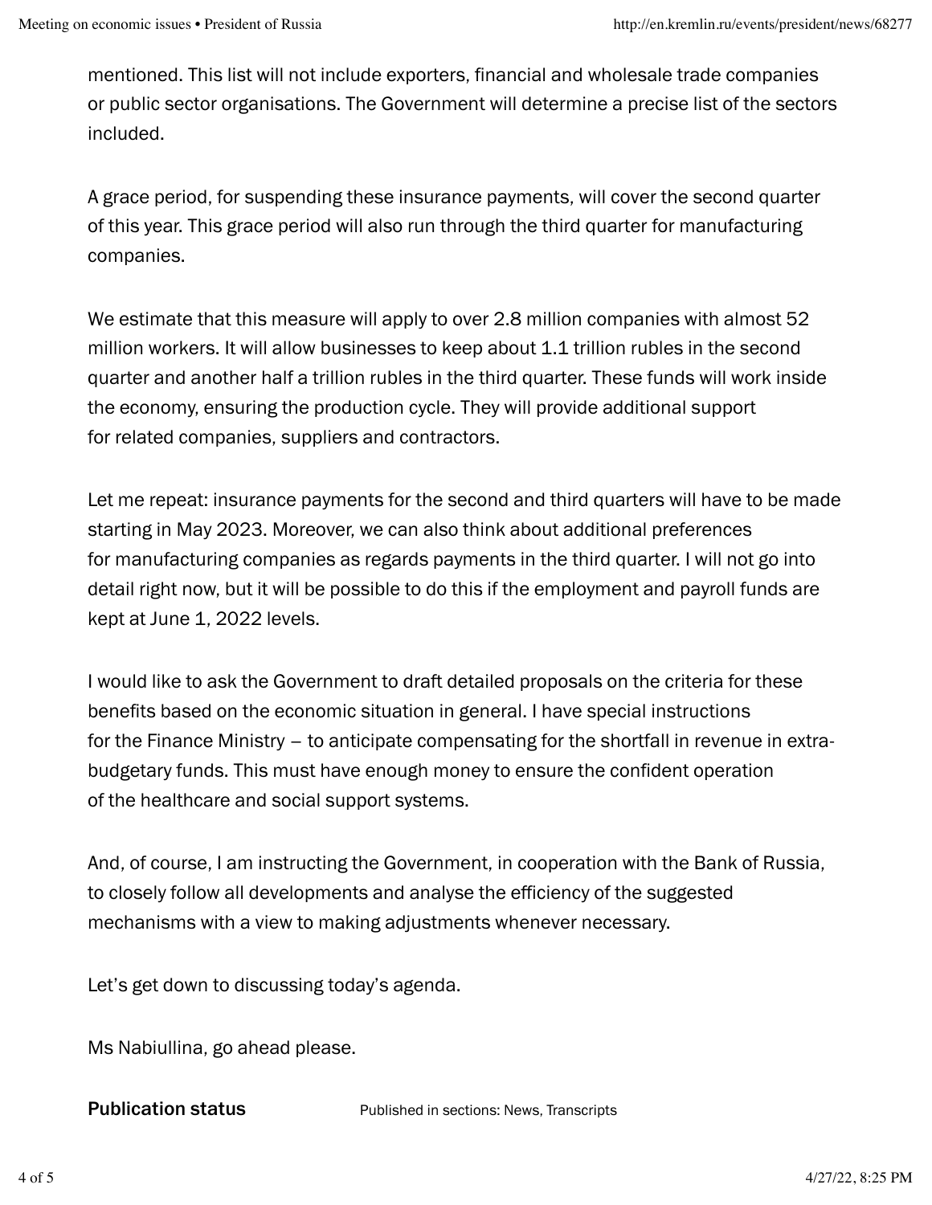mentioned. This list will not include exporters, financial and wholesale trade companies or public sector organisations. The Government will determine a precise list of the sectors included.

A grace period, for suspending these insurance payments, will cover the second quarter of this year. This grace period will also run through the third quarter for manufacturing companies.

We estimate that this measure will apply to over 2.8 million companies with almost 52 million workers. It will allow businesses to keep about 1.1 trillion rubles in the second quarter and another half a trillion rubles in the third quarter. These funds will work inside the economy, ensuring the production cycle. They will provide additional support for related companies, suppliers and contractors.

Let me repeat: insurance payments for the second and third quarters will have to be made starting in May 2023. Moreover, we can also think about additional preferences for manufacturing companies as regards payments in the third quarter. I will not go into detail right now, but it will be possible to do this if the employment and payroll funds are kept at June 1, 2022 levels.

I would like to ask the Government to draft detailed proposals on the criteria for these benefits based on the economic situation in general. I have special instructions for the Finance Ministry – to anticipate compensating for the shortfall in revenue in extra-budgetary funds. This must have enough money to ensure the confident operation of the healthcare and social support systems.

And, of course, I am instructing the Government, in cooperation with the Bank of Russia, to closely follow all developments and analyse the efficiency of the suggested mechanisms with a view to making adjustments whenever necessary.

Let's get down to discussing today's agenda.

Ms Nabiullina, go ahead please.

**Publication status** Published in sections: News, Transcripts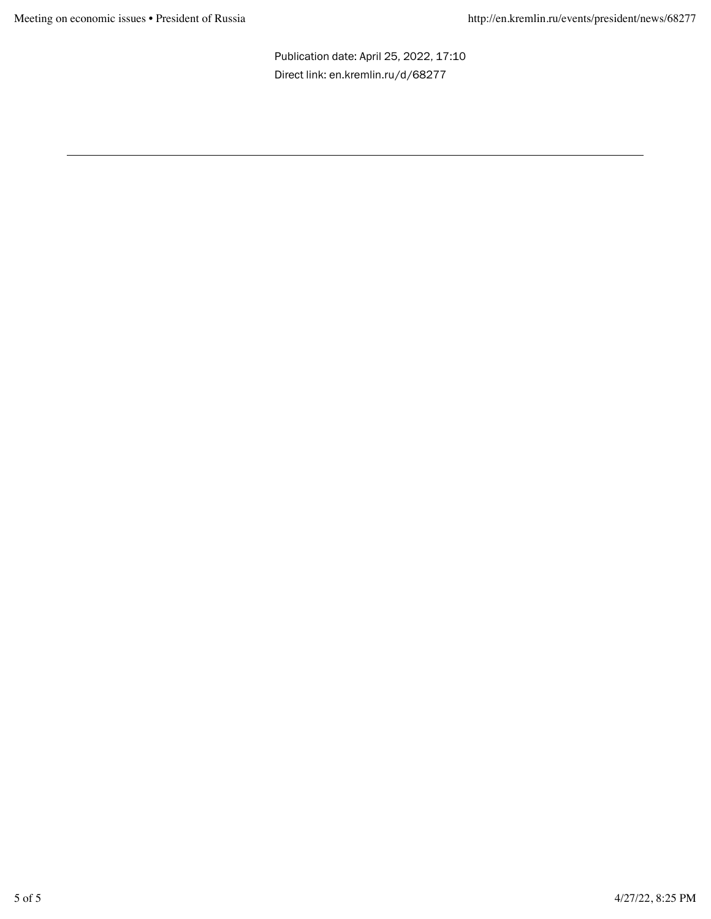Publication date: April 25, 2022, 17:10
Direct link: en.kremlin.ru/d/68277

---